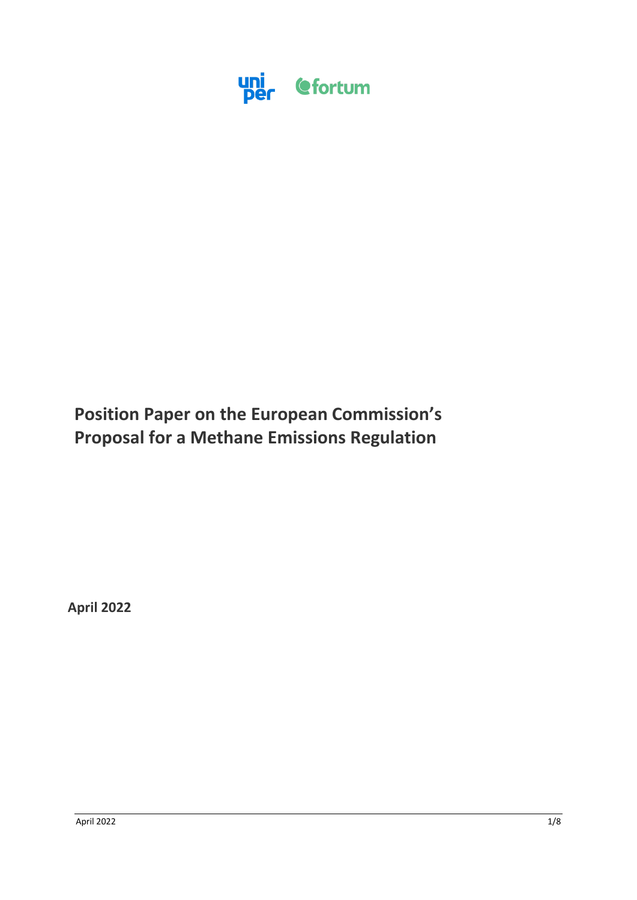uniper fortum

# Position Paper on the European Commission's Proposal for a Methane Emissions Regulation

**April 2022**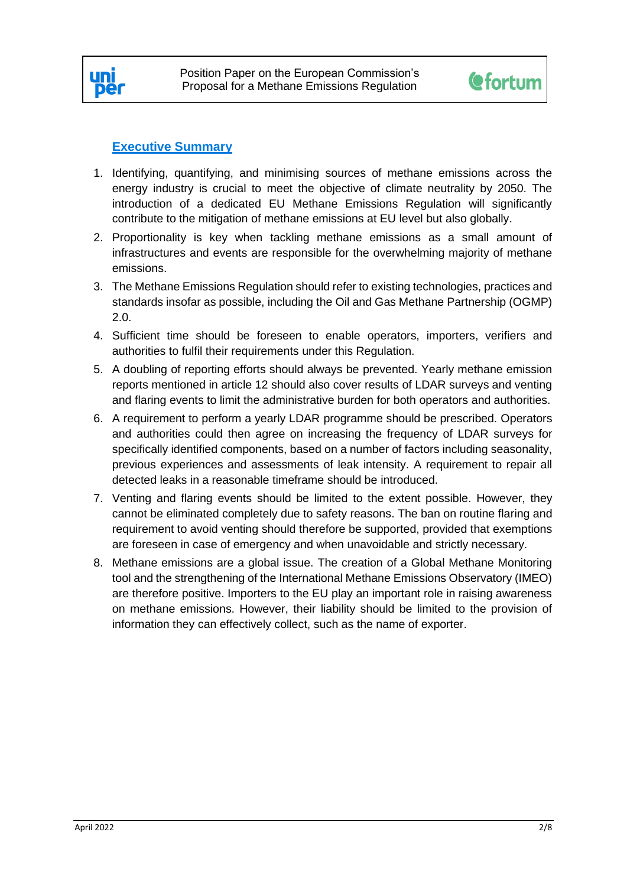## Executive Summary

1. Identifying, quantifying, and minimising sources of methane emissions across the energy industry is crucial to meet the objective of climate neutrality by 2050. The introduction of a dedicated EU Methane Emissions Regulation will significantly contribute to the mitigation of methane emissions at EU level but also globally.
2. Proportionality is key when tackling methane emissions as a small amount of infrastructures and events are responsible for the overwhelming majority of methane emissions.
3. The Methane Emissions Regulation should refer to existing technologies, practices and standards insofar as possible, including the Oil and Gas Methane Partnership (OGMP) 2.0.
4. Sufficient time should be foreseen to enable operators, importers, verifiers and authorities to fulfil their requirements under this Regulation.
5. A doubling of reporting efforts should always be prevented. Yearly methane emission reports mentioned in article 12 should also cover results of LDAR surveys and venting and flaring events to limit the administrative burden for both operators and authorities.
6. A requirement to perform a yearly LDAR programme should be prescribed. Operators and authorities could then agree on increasing the frequency of LDAR surveys for specifically identified components, based on a number of factors including seasonality, previous experiences and assessments of leak intensity. A requirement to repair all detected leaks in a reasonable timeframe should be introduced.
7. Venting and flaring events should be limited to the extent possible. However, they cannot be eliminated completely due to safety reasons. The ban on routine flaring and requirement to avoid venting should therefore be supported, provided that exemptions are foreseen in case of emergency and when unavoidable and strictly necessary.
8. Methane emissions are a global issue. The creation of a Global Methane Monitoring tool and the strengthening of the International Methane Emissions Observatory (IMEO) are therefore positive. Importers to the EU play an important role in raising awareness on methane emissions. However, their liability should be limited to the provision of information they can effectively collect, such as the name of exporter.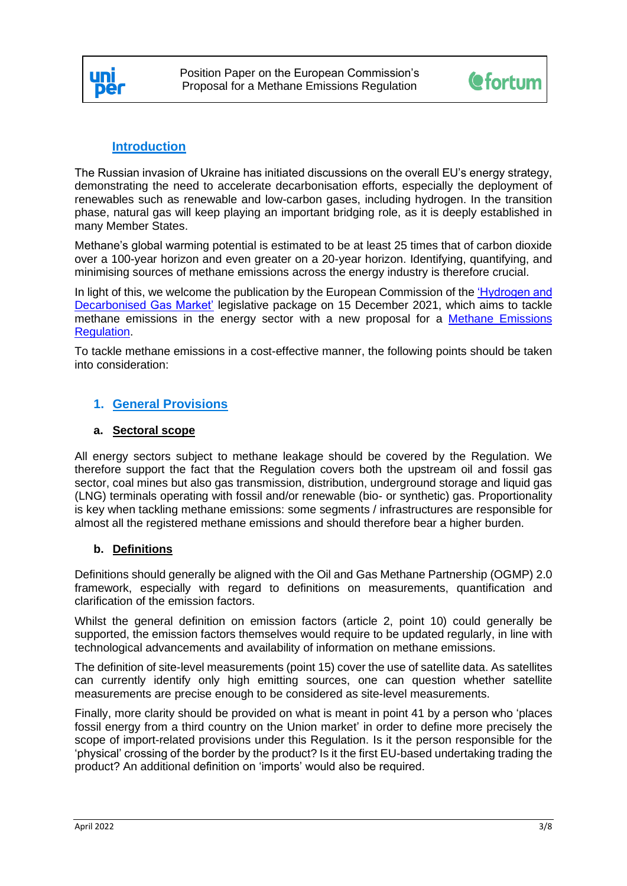## Introduction

The Russian invasion of Ukraine has initiated discussions on the overall EU's energy strategy, demonstrating the need to accelerate decarbonisation efforts, especially the deployment of renewables such as renewable and low-carbon gases, including hydrogen. In the transition phase, natural gas will keep playing an important bridging role, as it is deeply established in many Member States.

Methane's global warming potential is estimated to be at least 25 times that of carbon dioxide over a 100-year horizon and even greater on a 20-year horizon. Identifying, quantifying, and minimising sources of methane emissions across the energy industry is therefore crucial.

In light of this, we welcome the publication by the European Commission of the 'Hydrogen and Decarbonised Gas Market' legislative package on 15 December 2021, which aims to tackle methane emissions in the energy sector with a new proposal for a Methane Emissions Regulation.

To tackle methane emissions in a cost-effective manner, the following points should be taken into consideration:

## 1. General Provisions

### a. Sectoral scope

All energy sectors subject to methane leakage should be covered by the Regulation. We therefore support the fact that the Regulation covers both the upstream oil and fossil gas sector, coal mines but also gas transmission, distribution, underground storage and liquid gas (LNG) terminals operating with fossil and/or renewable (bio- or synthetic) gas. Proportionality is key when tackling methane emissions: some segments / infrastructures are responsible for almost all the registered methane emissions and should therefore bear a higher burden.

### b. Definitions

Definitions should generally be aligned with the Oil and Gas Methane Partnership (OGMP) 2.0 framework, especially with regard to definitions on measurements, quantification and clarification of the emission factors.

Whilst the general definition on emission factors (article 2, point 10) could generally be supported, the emission factors themselves would require to be updated regularly, in line with technological advancements and availability of information on methane emissions.

The definition of site-level measurements (point 15) cover the use of satellite data. As satellites can currently identify only high emitting sources, one can question whether satellite measurements are precise enough to be considered as site-level measurements.

Finally, more clarity should be provided on what is meant in point 41 by a person who 'places fossil energy from a third country on the Union market' in order to define more precisely the scope of import-related provisions under this Regulation. Is it the person responsible for the 'physical' crossing of the border by the product? Is it the first EU-based undertaking trading the product? An additional definition on 'imports' would also be required.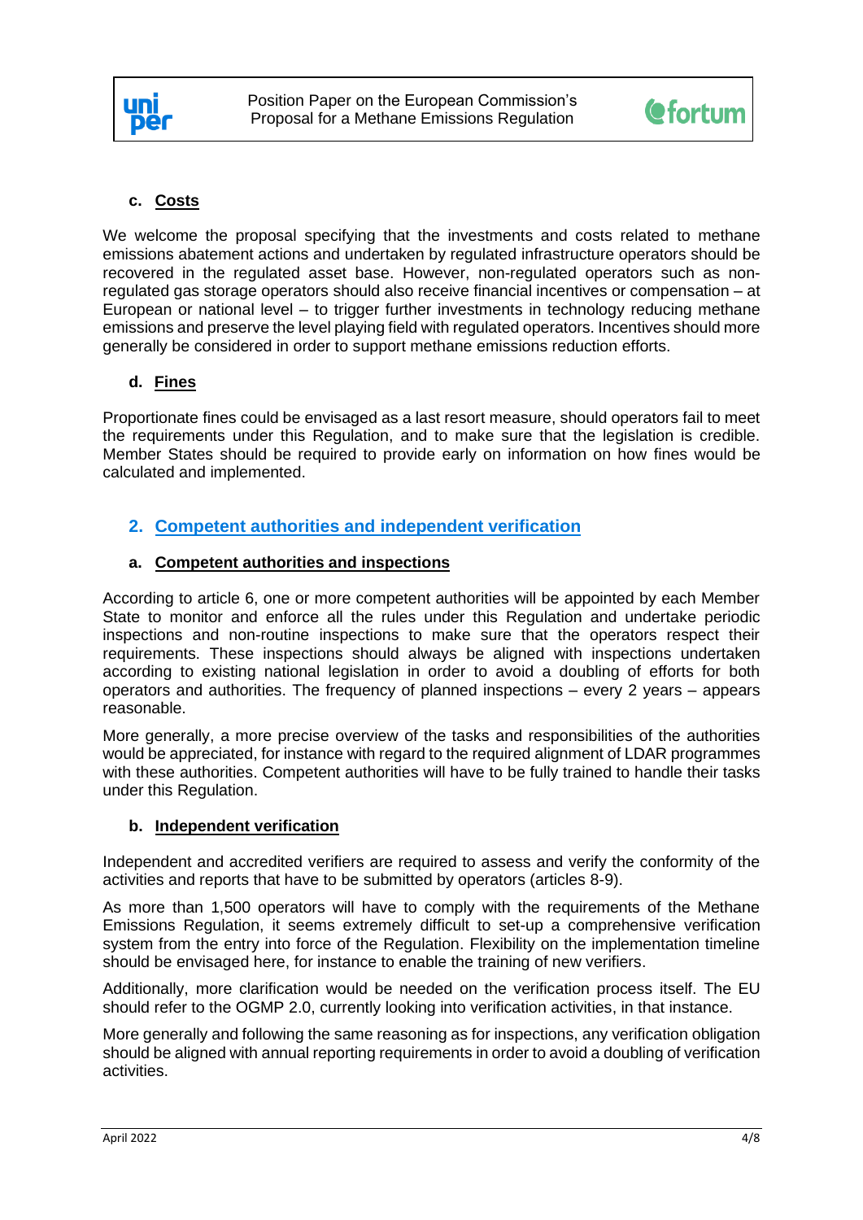### c. Costs

We welcome the proposal specifying that the investments and costs related to methane emissions abatement actions and undertaken by regulated infrastructure operators should be recovered in the regulated asset base. However, non-regulated operators such as non-regulated gas storage operators should also receive financial incentives or compensation – at European or national level – to trigger further investments in technology reducing methane emissions and preserve the level playing field with regulated operators. Incentives should more generally be considered in order to support methane emissions reduction efforts.

### d. Fines

Proportionate fines could be envisaged as a last resort measure, should operators fail to meet the requirements under this Regulation, and to make sure that the legislation is credible. Member States should be required to provide early on information on how fines would be calculated and implemented.

## 2. Competent authorities and independent verification

### a. Competent authorities and inspections

According to article 6, one or more competent authorities will be appointed by each Member State to monitor and enforce all the rules under this Regulation and undertake periodic inspections and non-routine inspections to make sure that the operators respect their requirements. These inspections should always be aligned with inspections undertaken according to existing national legislation in order to avoid a doubling of efforts for both operators and authorities. The frequency of planned inspections – every 2 years – appears reasonable.

More generally, a more precise overview of the tasks and responsibilities of the authorities would be appreciated, for instance with regard to the required alignment of LDAR programmes with these authorities. Competent authorities will have to be fully trained to handle their tasks under this Regulation.

### b. Independent verification

Independent and accredited verifiers are required to assess and verify the conformity of the activities and reports that have to be submitted by operators (articles 8-9).

As more than 1,500 operators will have to comply with the requirements of the Methane Emissions Regulation, it seems extremely difficult to set-up a comprehensive verification system from the entry into force of the Regulation. Flexibility on the implementation timeline should be envisaged here, for instance to enable the training of new verifiers.

Additionally, more clarification would be needed on the verification process itself. The EU should refer to the OGMP 2.0, currently looking into verification activities, in that instance.

More generally and following the same reasoning as for inspections, any verification obligation should be aligned with annual reporting requirements in order to avoid a doubling of verification activities.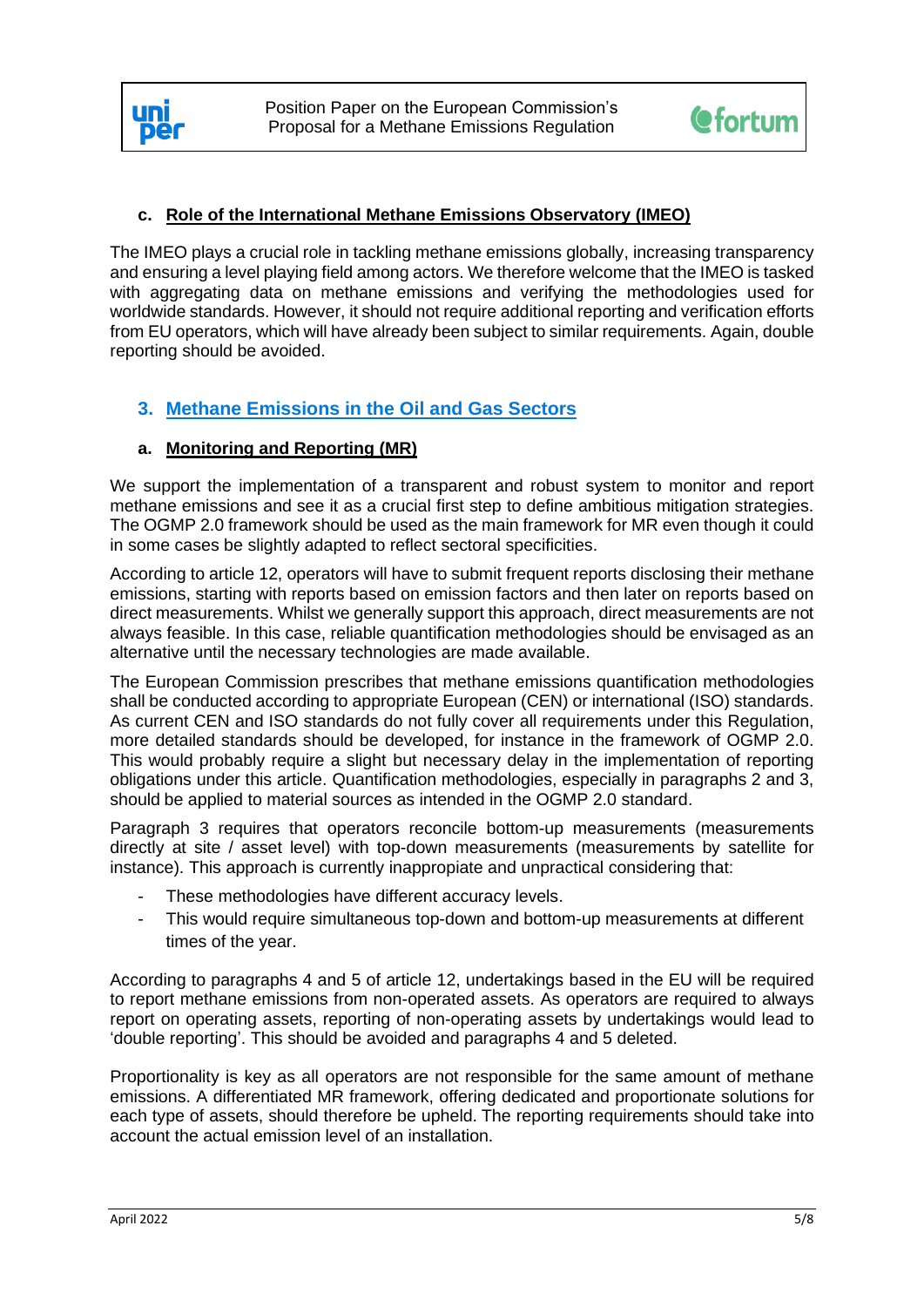### c. Role of the International Methane Emissions Observatory (IMEO)

The IMEO plays a crucial role in tackling methane emissions globally, increasing transparency and ensuring a level playing field among actors. We therefore welcome that the IMEO is tasked with aggregating data on methane emissions and verifying the methodologies used for worldwide standards. However, it should not require additional reporting and verification efforts from EU operators, which will have already been subject to similar requirements. Again, double reporting should be avoided.

## 3. Methane Emissions in the Oil and Gas Sectors

### a. Monitoring and Reporting (MR)

We support the implementation of a transparent and robust system to monitor and report methane emissions and see it as a crucial first step to define ambitious mitigation strategies. The OGMP 2.0 framework should be used as the main framework for MR even though it could in some cases be slightly adapted to reflect sectoral specificities.

According to article 12, operators will have to submit frequent reports disclosing their methane emissions, starting with reports based on emission factors and then later on reports based on direct measurements. Whilst we generally support this approach, direct measurements are not always feasible. In this case, reliable quantification methodologies should be envisaged as an alternative until the necessary technologies are made available.

The European Commission prescribes that methane emissions quantification methodologies shall be conducted according to appropriate European (CEN) or international (ISO) standards. As current CEN and ISO standards do not fully cover all requirements under this Regulation, more detailed standards should be developed, for instance in the framework of OGMP 2.0. This would probably require a slight but necessary delay in the implementation of reporting obligations under this article. Quantification methodologies, especially in paragraphs 2 and 3, should be applied to material sources as intended in the OGMP 2.0 standard.

Paragraph 3 requires that operators reconcile bottom-up measurements (measurements directly at site / asset level) with top-down measurements (measurements by satellite for instance). This approach is currently inappropriate and unpractical considering that:

- These methodologies have different accuracy levels.
- This would require simultaneous top-down and bottom-up measurements at different times of the year.

According to paragraphs 4 and 5 of article 12, undertakings based in the EU will be required to report methane emissions from non-operated assets. As operators are required to always report on operating assets, reporting of non-operating assets by undertakings would lead to 'double reporting'. This should be avoided and paragraphs 4 and 5 deleted.

Proportionality is key as all operators are not responsible for the same amount of methane emissions. A differentiated MR framework, offering dedicated and proportionate solutions for each type of assets, should therefore be upheld. The reporting requirements should take into account the actual emission level of an installation.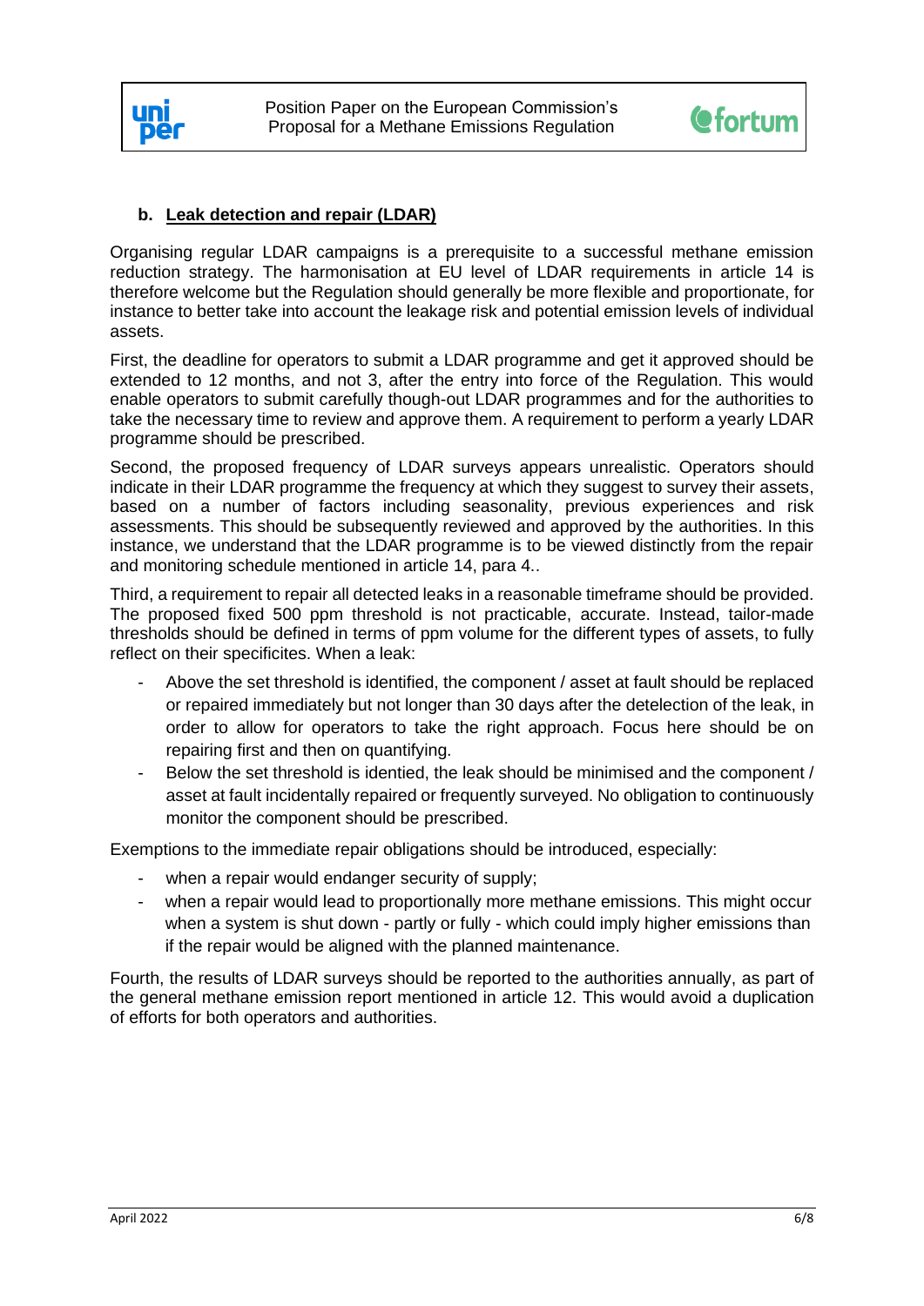### b. Leak detection and repair (LDAR)

Organising regular LDAR campaigns is a prerequisite to a successful methane emission reduction strategy. The harmonisation at EU level of LDAR requirements in article 14 is therefore welcome but the Regulation should generally be more flexible and proportionate, for instance to better take into account the leakage risk and potential emission levels of individual assets.

First, the deadline for operators to submit a LDAR programme and get it approved should be extended to 12 months, and not 3, after the entry into force of the Regulation. This would enable operators to submit carefully though-out LDAR programmes and for the authorities to take the necessary time to review and approve them. A requirement to perform a yearly LDAR programme should be prescribed.

Second, the proposed frequency of LDAR surveys appears unrealistic. Operators should indicate in their LDAR programme the frequency at which they suggest to survey their assets, based on a number of factors including seasonality, previous experiences and risk assessments. This should be subsequently reviewed and approved by the authorities. In this instance, we understand that the LDAR programme is to be viewed distinctly from the repair and monitoring schedule mentioned in article 14, para 4..

Third, a requirement to repair all detected leaks in a reasonable timeframe should be provided. The proposed fixed 500 ppm threshold is not practicable, accurate. Instead, tailor-made thresholds should be defined in terms of ppm volume for the different types of assets, to fully reflect on their specificites. When a leak:

- Above the set threshold is identified, the component / asset at fault should be replaced or repaired immediately but not longer than 30 days after the detelection of the leak, in order to allow for operators to take the right approach. Focus here should be on repairing first and then on quantifying.
- Below the set threshold is identied, the leak should be minimised and the component / asset at fault incidentally repaired or frequently surveyed. No obligation to continuously monitor the component should be prescribed.

Exemptions to the immediate repair obligations should be introduced, especially:

- when a repair would endanger security of supply;
- when a repair would lead to proportionally more methane emissions. This might occur when a system is shut down - partly or fully - which could imply higher emissions than if the repair would be aligned with the planned maintenance.

Fourth, the results of LDAR surveys should be reported to the authorities annually, as part of the general methane emission report mentioned in article 12. This would avoid a duplication of efforts for both operators and authorities.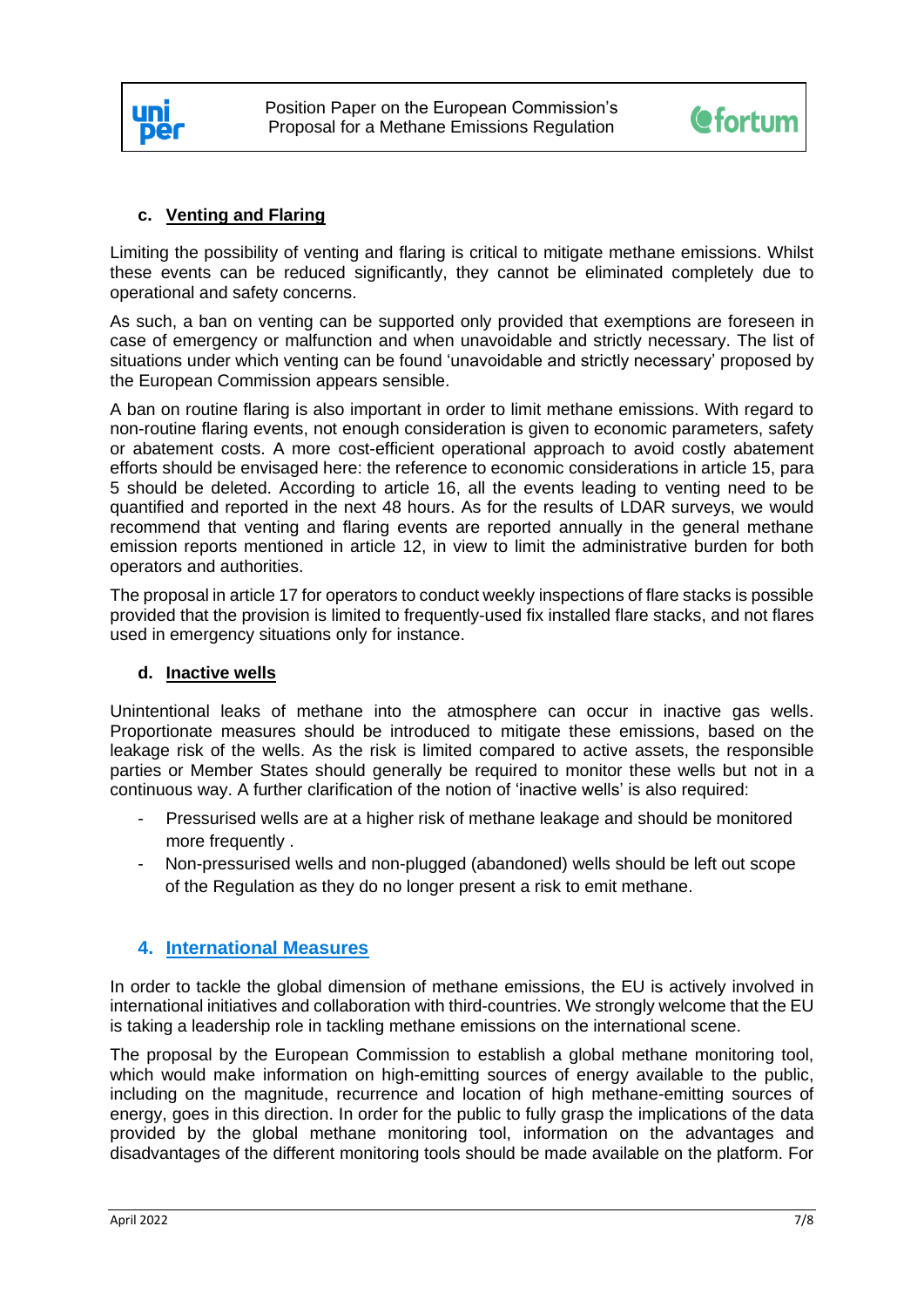### c. Venting and Flaring

Limiting the possibility of venting and flaring is critical to mitigate methane emissions. Whilst these events can be reduced significantly, they cannot be eliminated completely due to operational and safety concerns.

As such, a ban on venting can be supported only provided that exemptions are foreseen in case of emergency or malfunction and when unavoidable and strictly necessary. The list of situations under which venting can be found 'unavoidable and strictly necessary' proposed by the European Commission appears sensible.

A ban on routine flaring is also important in order to limit methane emissions. With regard to non-routine flaring events, not enough consideration is given to economic parameters, safety or abatement costs. A more cost-efficient operational approach to avoid costly abatement efforts should be envisaged here: the reference to economic considerations in article 15, para 5 should be deleted. According to article 16, all the events leading to venting need to be quantified and reported in the next 48 hours. As for the results of LDAR surveys, we would recommend that venting and flaring events are reported annually in the general methane emission reports mentioned in article 12, in view to limit the administrative burden for both operators and authorities.

The proposal in article 17 for operators to conduct weekly inspections of flare stacks is possible provided that the provision is limited to frequently-used fix installed flare stacks, and not flares used in emergency situations only for instance.

### d. Inactive wells

Unintentional leaks of methane into the atmosphere can occur in inactive gas wells. Proportionate measures should be introduced to mitigate these emissions, based on the leakage risk of the wells. As the risk is limited compared to active assets, the responsible parties or Member States should generally be required to monitor these wells but not in a continuous way. A further clarification of the notion of 'inactive wells' is also required:

- Pressurised wells are at a higher risk of methane leakage and should be monitored more frequently .
- Non-pressurised wells and non-plugged (abandoned) wells should be left out scope of the Regulation as they do no longer present a risk to emit methane.

## 4. International Measures

In order to tackle the global dimension of methane emissions, the EU is actively involved in international initiatives and collaboration with third-countries. We strongly welcome that the EU is taking a leadership role in tackling methane emissions on the international scene.

The proposal by the European Commission to establish a global methane monitoring tool, which would make information on high-emitting sources of energy available to the public, including on the magnitude, recurrence and location of high methane-emitting sources of energy, goes in this direction. In order for the public to fully grasp the implications of the data provided by the global methane monitoring tool, information on the advantages and disadvantages of the different monitoring tools should be made available on the platform. For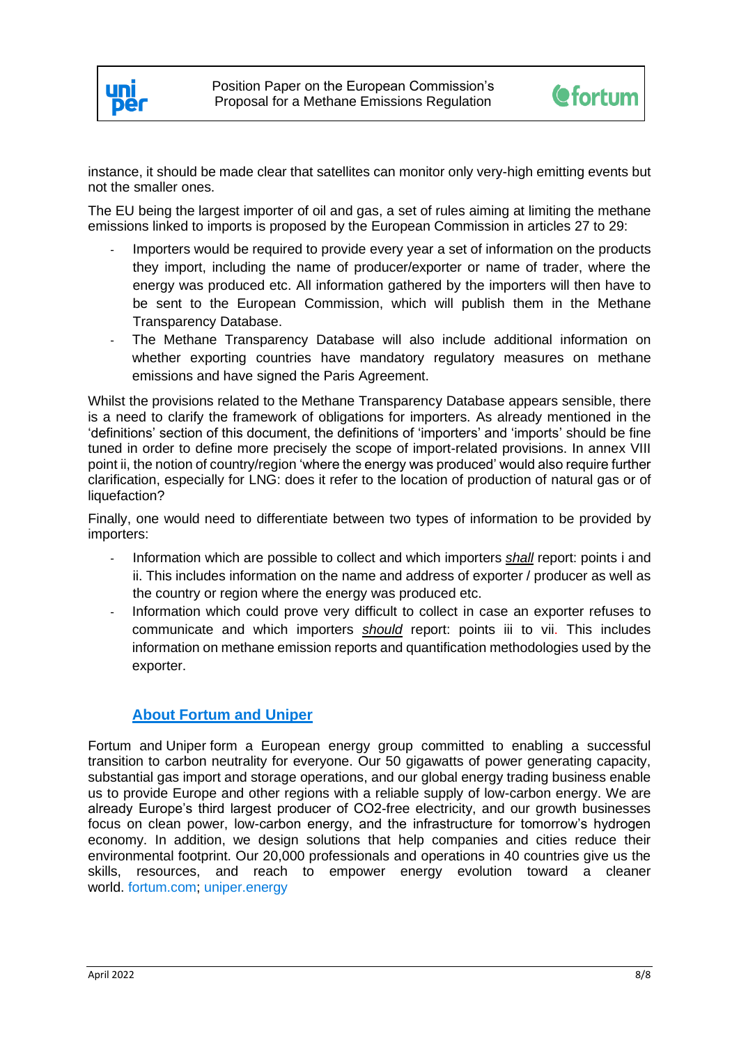instance, it should be made clear that satellites can monitor only very-high emitting events but not the smaller ones.

The EU being the largest importer of oil and gas, a set of rules aiming at limiting the methane emissions linked to imports is proposed by the European Commission in articles 27 to 29:

- Importers would be required to provide every year a set of information on the products they import, including the name of producer/exporter or name of trader, where the energy was produced etc. All information gathered by the importers will then have to be sent to the European Commission, which will publish them in the Methane Transparency Database.
- The Methane Transparency Database will also include additional information on whether exporting countries have mandatory regulatory measures on methane emissions and have signed the Paris Agreement.

Whilst the provisions related to the Methane Transparency Database appears sensible, there is a need to clarify the framework of obligations for importers. As already mentioned in the 'definitions' section of this document, the definitions of 'importers' and 'imports' should be fine tuned in order to define more precisely the scope of import-related provisions. In annex VIII point ii, the notion of country/region 'where the energy was produced' would also require further clarification, especially for LNG: does it refer to the location of production of natural gas or of liquefaction?

Finally, one would need to differentiate between two types of information to be provided by importers:

- Information which are possible to collect and which importers ***shall*** report: points i and ii. This includes information on the name and address of exporter / producer as well as the country or region where the energy was produced etc.
- Information which could prove very difficult to collect in case an exporter refuses to communicate and which importers ***should*** report: points iii to vii. This includes information on methane emission reports and quantification methodologies used by the exporter.

## About Fortum and Uniper

Fortum and Uniper form a European energy group committed to enabling a successful transition to carbon neutrality for everyone. Our 50 gigawatts of power generating capacity, substantial gas import and storage operations, and our global energy trading business enable us to provide Europe and other regions with a reliable supply of low-carbon energy. We are already Europe's third largest producer of CO2-free electricity, and our growth businesses focus on clean power, low-carbon energy, and the infrastructure for tomorrow's hydrogen economy. In addition, we design solutions that help companies and cities reduce their environmental footprint. Our 20,000 professionals and operations in 40 countries give us the skills, resources, and reach to empower energy evolution toward a cleaner world. fortum.com; uniper.energy